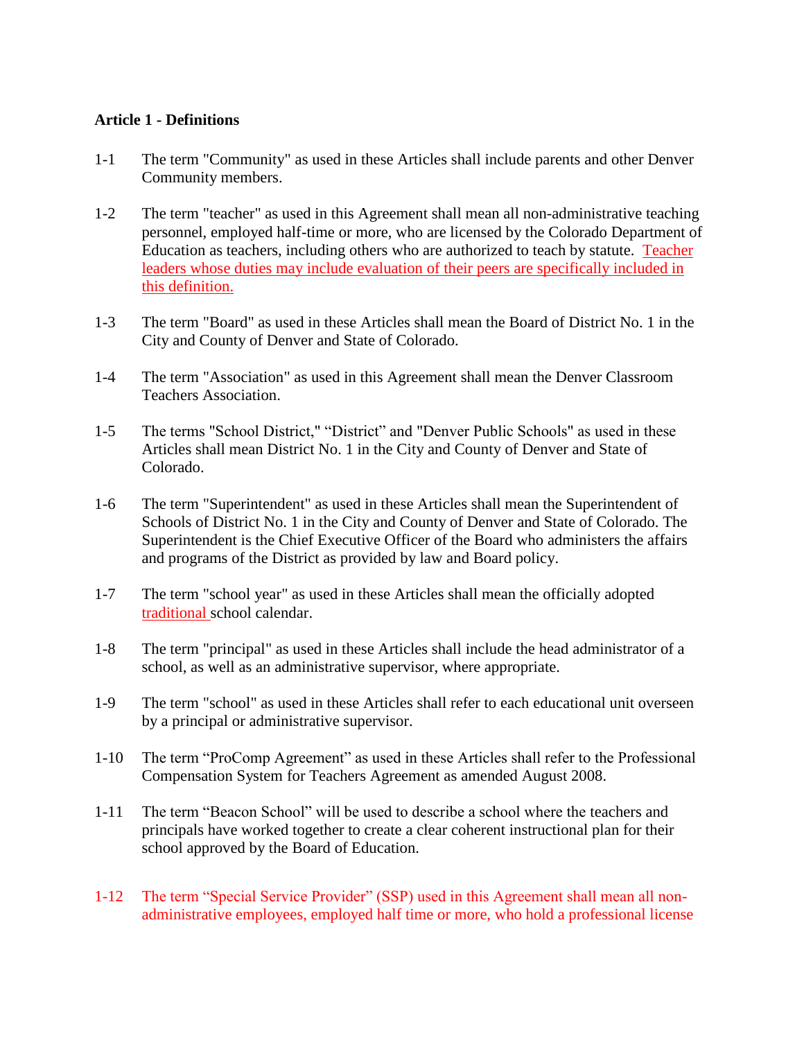**Article 1 - Definitions**

1-1 The term "Community" as used in these Articles shall include parents and other Denver Community members.

1-2 The term "teacher" as used in this Agreement shall mean all non-administrative teaching personnel, employed half-time or more, who are licensed by the Colorado Department of Education as teachers, including others who are authorized to teach by statute. Teacher leaders whose duties may include evaluation of their peers are specifically included in this definition.

1-3 The term "Board" as used in these Articles shall mean the Board of District No. 1 in the City and County of Denver and State of Colorado.

1-4 The term "Association" as used in this Agreement shall mean the Denver Classroom Teachers Association.

1-5 The terms "School District," "District" and "Denver Public Schools" as used in these Articles shall mean District No. 1 in the City and County of Denver and State of Colorado.

1-6 The term "Superintendent" as used in these Articles shall mean the Superintendent of Schools of District No. 1 in the City and County of Denver and State of Colorado. The Superintendent is the Chief Executive Officer of the Board who administers the affairs and programs of the District as provided by law and Board policy.

1-7 The term "school year" as used in these Articles shall mean the officially adopted traditional school calendar.

1-8 The term "principal" as used in these Articles shall include the head administrator of a school, as well as an administrative supervisor, where appropriate.

1-9 The term "school" as used in these Articles shall refer to each educational unit overseen by a principal or administrative supervisor.

1-10 The term "ProComp Agreement" as used in these Articles shall refer to the Professional Compensation System for Teachers Agreement as amended August 2008.

1-11 The term "Beacon School" will be used to describe a school where the teachers and principals have worked together to create a clear coherent instructional plan for their school approved by the Board of Education.

1-12 The term "Special Service Provider" (SSP) used in this Agreement shall mean all non-administrative employees, employed half time or more, who hold a professional license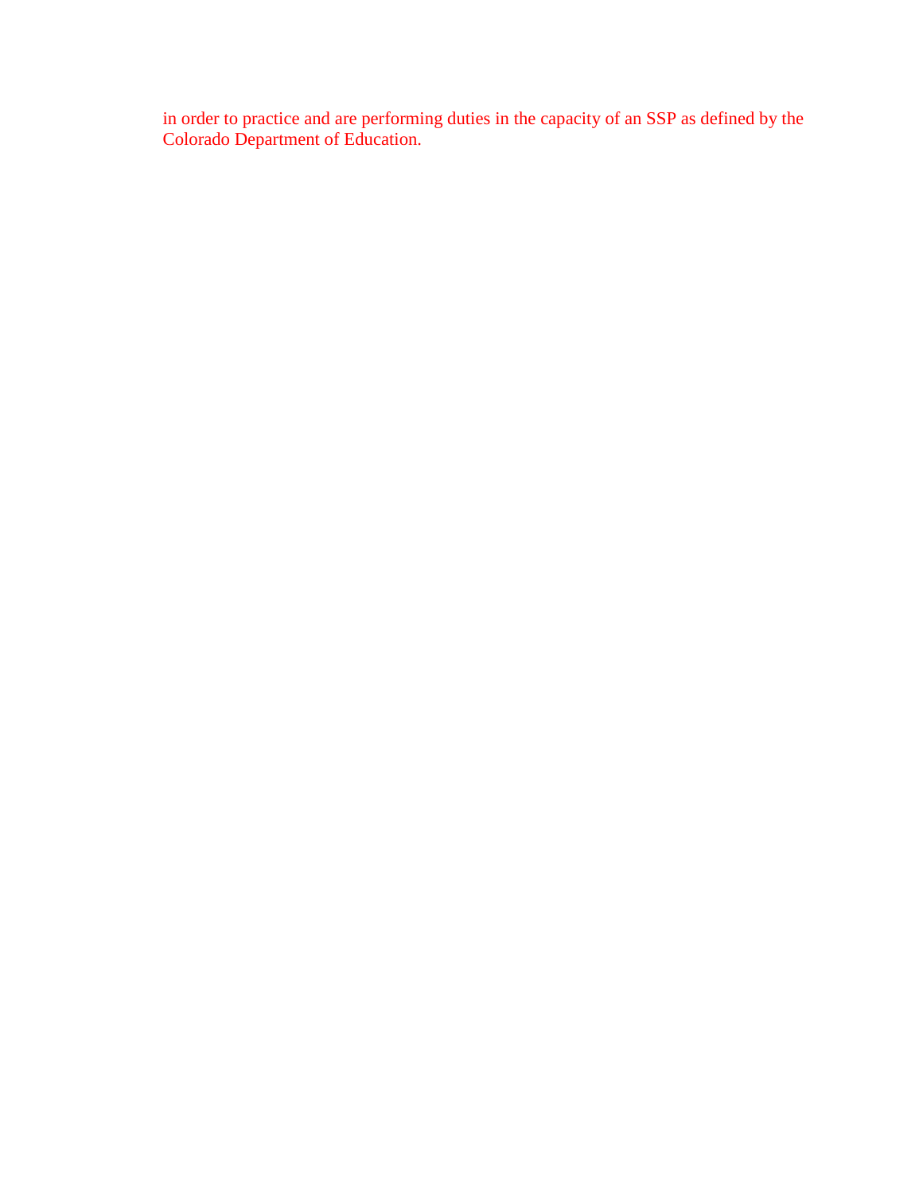in order to practice and are performing duties in the capacity of an SSP as defined by the Colorado Department of Education.